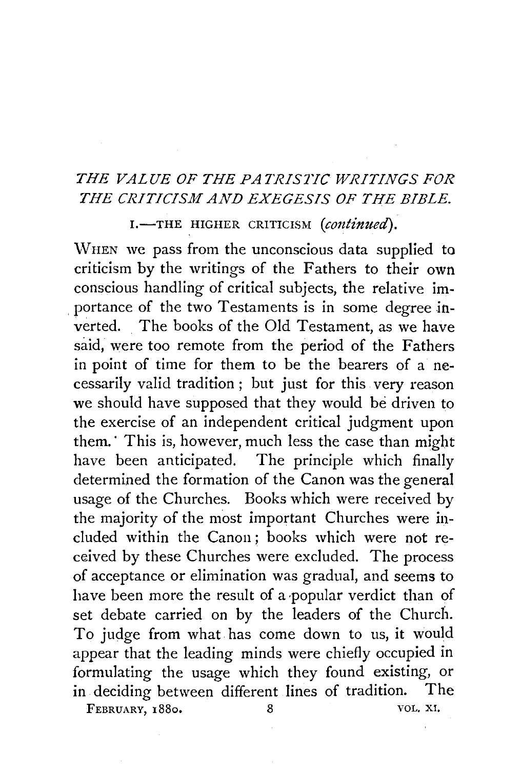## *THE VALUE OF THE PATRISTIC WRITINGS FOR THE CRITICISM AND EXEGESIS OF THE BIBLE.*

### I.—THE HIGHER CRITICISM (*continued*).

WHEN we pass from the unconscious data supplied to criticism by the writings of the Fathers to their own conscious handling of critical subjects, the relative importance of the two Testaments is in some degree inverted. The books of the Old Testament, as we have said, were too remote from the period of the Fathers in point of time for them to be the bearers of a necessarily valid tradition; but just for this very reason we should have supposed that they would be driven to the exercise of an independent critical judgment upon them. This is, however, much less the case than might have been anticipated. The principle which finally determined the formation of the Canon was the general usage of the Churches. Books which were received by the majority of the most important Churches were included within the Canon; books which were not received by these Churches were excluded. The process of acceptance or elimination was gradual, and seems to have been more the result of a popular verdict than of set debate carried on by the leaders of the Church. To judge from what has come down to us, it would appear that the leading minds were chiefly occupied in formulating the usage which they found existing, or in deciding between different lines of tradition. The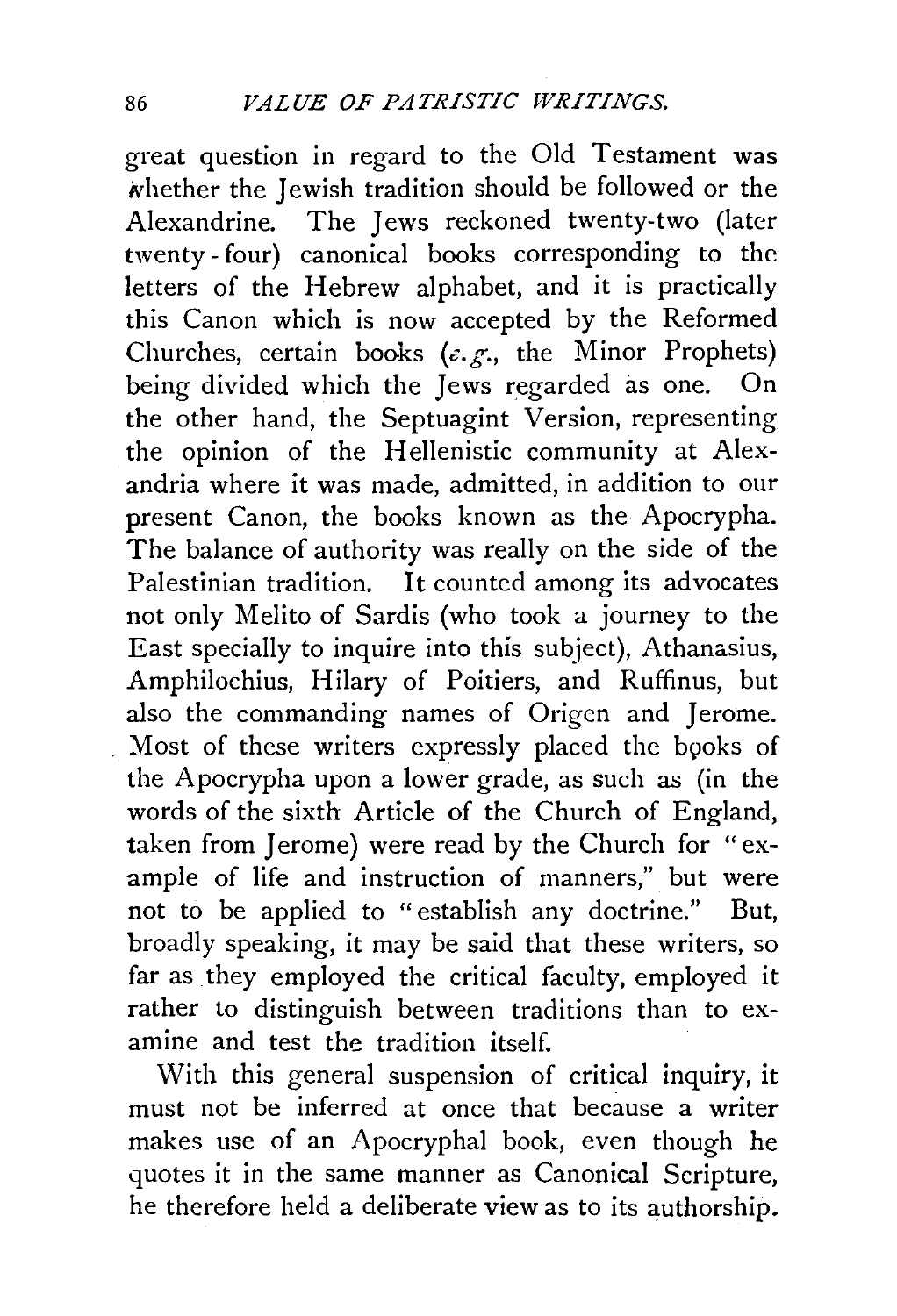great question in regard to the Old Testament was whether the Jewish tradition should be followed or the Alexandrine. The Jews reckoned twenty-two (later twenty-four) canonical books corresponding to the letters of the Hebrew alphabet, and it is practically this Canon which is now accepted by the Reformed Churches, certain books (*e.g.*, the Minor Prophets) being divided which the Jews regarded as one. On the other hand, the Septuagint Version, representing the opinion of the Hellenistic community at Alexandria where it was made, admitted, in addition to our present Canon, the books known as the Apocrypha. The balance of authority was really on the side of the Palestinian tradition. It counted among its advocates not only Melito of Sardis (who took a journey to the East specially to inquire into this subject), Athanasius, Amphilochius, Hilary of Poitiers, and Ruffinus, but also the commanding names of Origen and Jerome. Most of these writers expressly placed the books of the Apocrypha upon a lower grade, as such as (in the words of the sixth Article of the Church of England, taken from Jerome) were read by the Church for "example of life and instruction of manners," but were not to be applied to "establish any doctrine." But, broadly speaking, it may be said that these writers, so far as they employed the critical faculty, employed it rather to distinguish between traditions than to examine and test the tradition itself.

With this general suspension of critical inquiry, it must not be inferred at once that because a writer makes use of an Apocryphal book, even though he quotes it in the same manner as Canonical Scripture, he therefore held a deliberate view as to its authorship.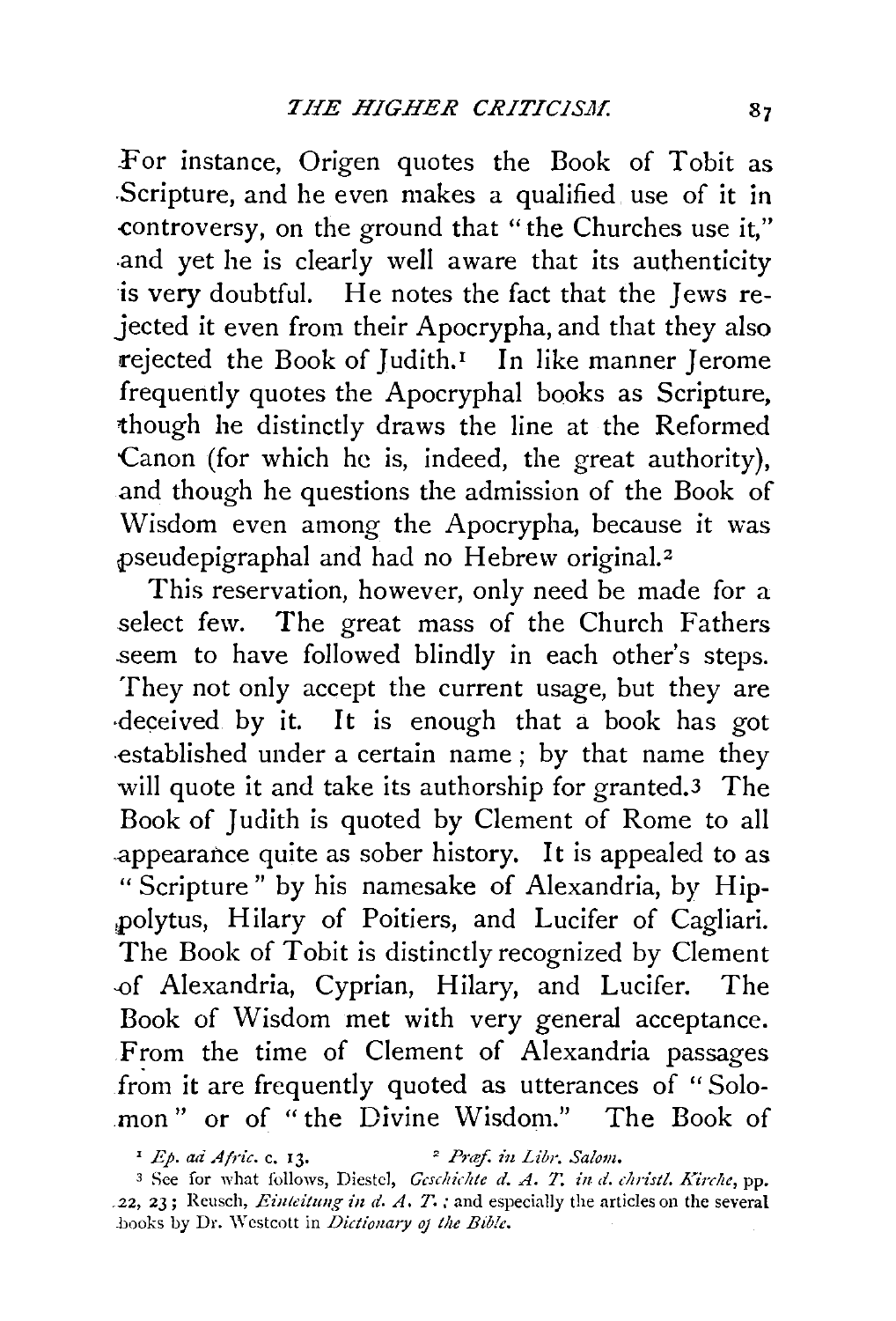For instance, Origen quotes the Book of Tobit as Scripture, and he even makes a qualified use of it in controversy, on the ground that "the Churches use it," and yet he is clearly well aware that its authenticity is very doubtful. He notes the fact that the Jews rejected it even from their Apocrypha, and that they also rejected the Book of Judith.[1] In like manner Jerome frequently quotes the Apocryphal books as Scripture, though he distinctly draws the line at the Reformed Canon (for which he is, indeed, the great authority), and though he questions the admission of the Book of Wisdom even among the Apocrypha, because it was pseudepigraphal and had no Hebrew original.[2]

This reservation, however, only need be made for a select few. The great mass of the Church Fathers seem to have followed blindly in each other's steps. They not only accept the current usage, but they are deceived by it. It is enough that a book has got established under a certain name; by that name they will quote it and take its authorship for granted.[3] The Book of Judith is quoted by Clement of Rome to all appearance quite as sober history. It is appealed to as "Scripture" by his namesake of Alexandria, by Hippolytus, Hilary of Poitiers, and Lucifer of Cagliari. The Book of Tobit is distinctly recognized by Clement of Alexandria, Cyprian, Hilary, and Lucifer. The Book of Wisdom met with very general acceptance. From the time of Clement of Alexandria passages from it are frequently quoted as utterances of "Solomon" or of "the Divine Wisdom." The Book of

[1] *Ep. ad Afric.* c. 13.

[2] *Præf. in Libr. Salom.*

[3] See for what follows, Diestel, *Geschichte d. A. T. in d. christl. Kirche*, pp. 22, 23; Reusch, *Einleitung in d. A. T.*; and especially the articles on the several books by Dr. Westcott in *Dictionary of the Bible*.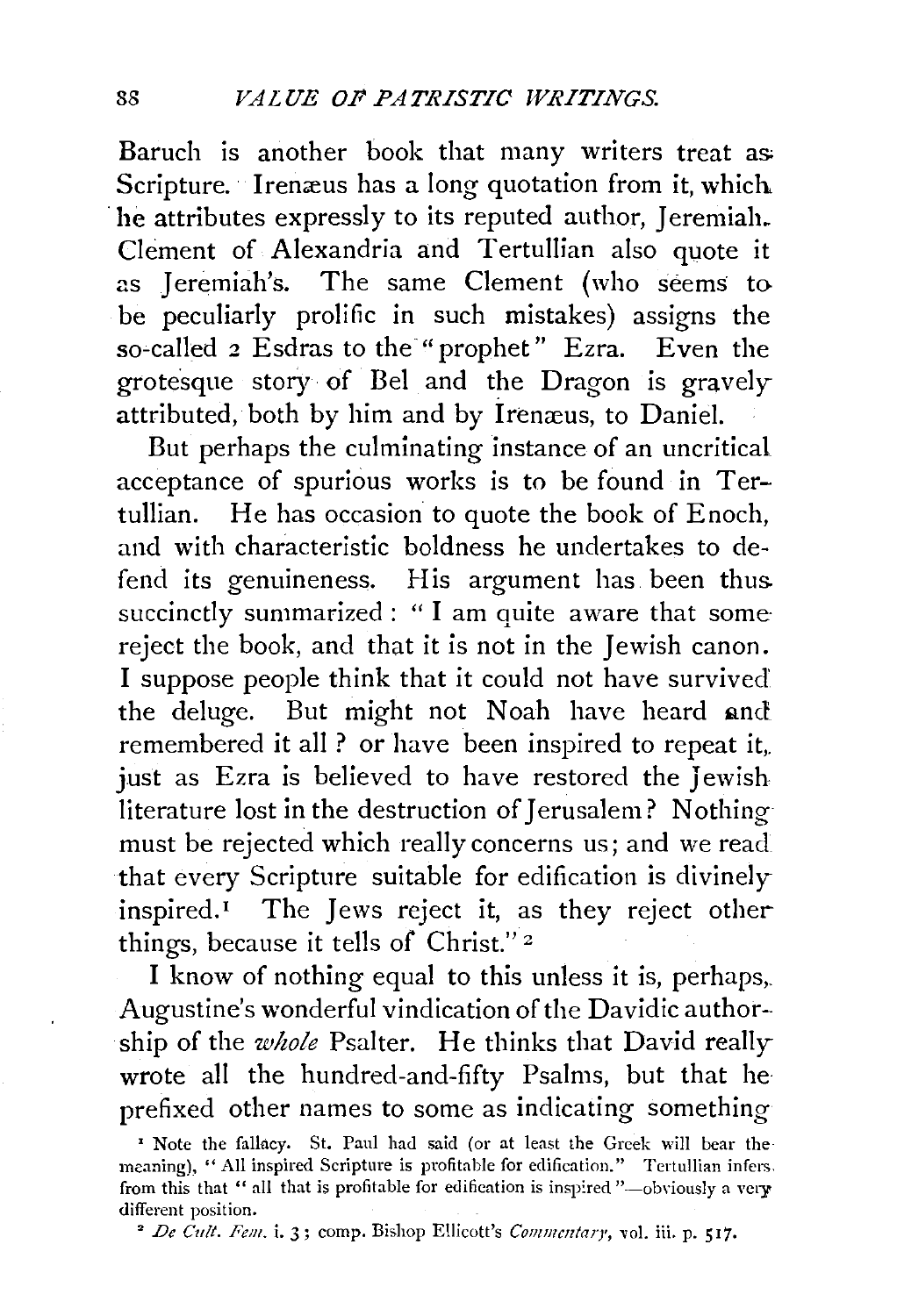Baruch is another book that many writers treat as Scripture. Irenæus has a long quotation from it, which he attributes expressly to its reputed author, Jeremiah. Clement of Alexandria and Tertullian also quote it as Jeremiah's. The same Clement (who seems to be peculiarly prolific in such mistakes) assigns the so-called 2 Esdras to the "prophet" Ezra. Even the grotesque story of Bel and the Dragon is gravely attributed, both by him and by Irenæus, to Daniel.

But perhaps the culminating instance of an uncritical acceptance of spurious works is to be found in Tertullian. He has occasion to quote the book of Enoch, and with characteristic boldness he undertakes to defend its genuineness. His argument has been thus succinctly summarized: "I am quite aware that some reject the book, and that it is not in the Jewish canon. I suppose people think that it could not have survived the deluge. But might not Noah have heard and remembered it all? or have been inspired to repeat it, just as Ezra is believed to have restored the Jewish literature lost in the destruction of Jerusalem? Nothing must be rejected which really concerns us; and we read that every Scripture suitable for edification is divinely inspired.[1] The Jews reject it, as they reject other things, because it tells of Christ."[2]

I know of nothing equal to this unless it is, perhaps, Augustine's wonderful vindication of the Davidic authorship of the *whole* Psalter. He thinks that David really wrote all the hundred-and-fifty Psalms, but that he prefixed other names to some as indicating something

[1] Note the fallacy. St. Paul had said (or at least the Greek will bear the meaning), "All inspired Scripture is profitable for edification." Tertullian infers from this that "all that is profitable for edification is inspired"—obviously a very different position.

[2] *De Cult. Fem.* i. 3; comp. Bishop Ellicott's *Commentary*, vol. iii. p. 517.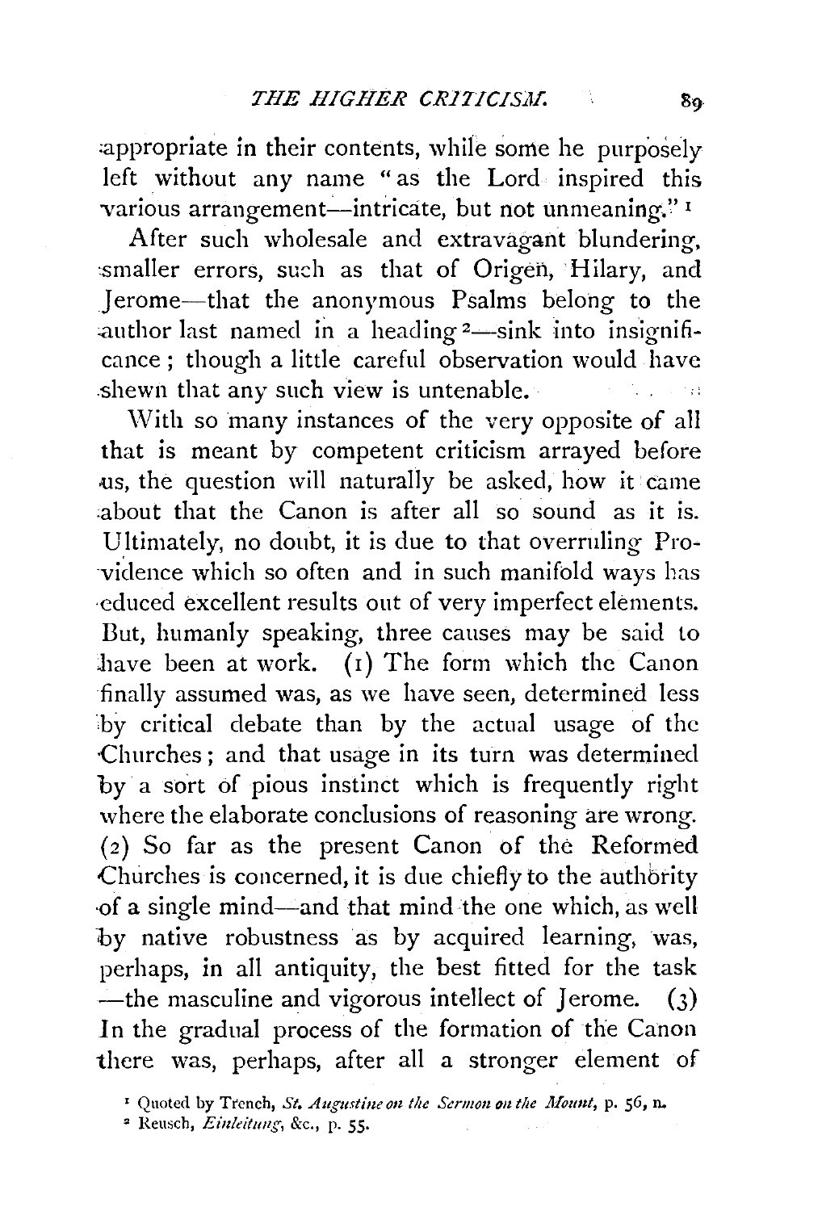appropriate in their contents, while some he purposely left without any name "as the Lord inspired this various arrangement—intricate, but not unmeaning." [1]

After such wholesale and extravagant blundering, smaller errors, such as that of Origen, Hilary, and Jerome—that the anonymous Psalms belong to the author last named in a heading [2]—sink into insignificance; though a little careful observation would have shewn that any such view is untenable.

With so many instances of the very opposite of all that is meant by competent criticism arrayed before us, the question will naturally be asked, how it came about that the Canon is after all so sound as it is. Ultimately, no doubt, it is due to that overruling Providence which so often and in such manifold ways has educed excellent results out of very imperfect elements. But, humanly speaking, three causes may be said to have been at work. (1) The form which the Canon finally assumed was, as we have seen, determined less by critical debate than by the actual usage of the Churches; and that usage in its turn was determined by a sort of pious instinct which is frequently right where the elaborate conclusions of reasoning are wrong. (2) So far as the present Canon of the Reformed Churches is concerned, it is due chiefly to the authority of a single mind—and that mind the one which, as well by native robustness as by acquired learning, was, perhaps, in all antiquity, the best fitted for the task—the masculine and vigorous intellect of Jerome. (3) In the gradual process of the formation of the Canon there was, perhaps, after all a stronger element of

[1] Quoted by Trench, *St. Augustine on the Sermon on the Mount*, p. 56, n.

[2] Reusch, *Einleitung*, &c., p. 55.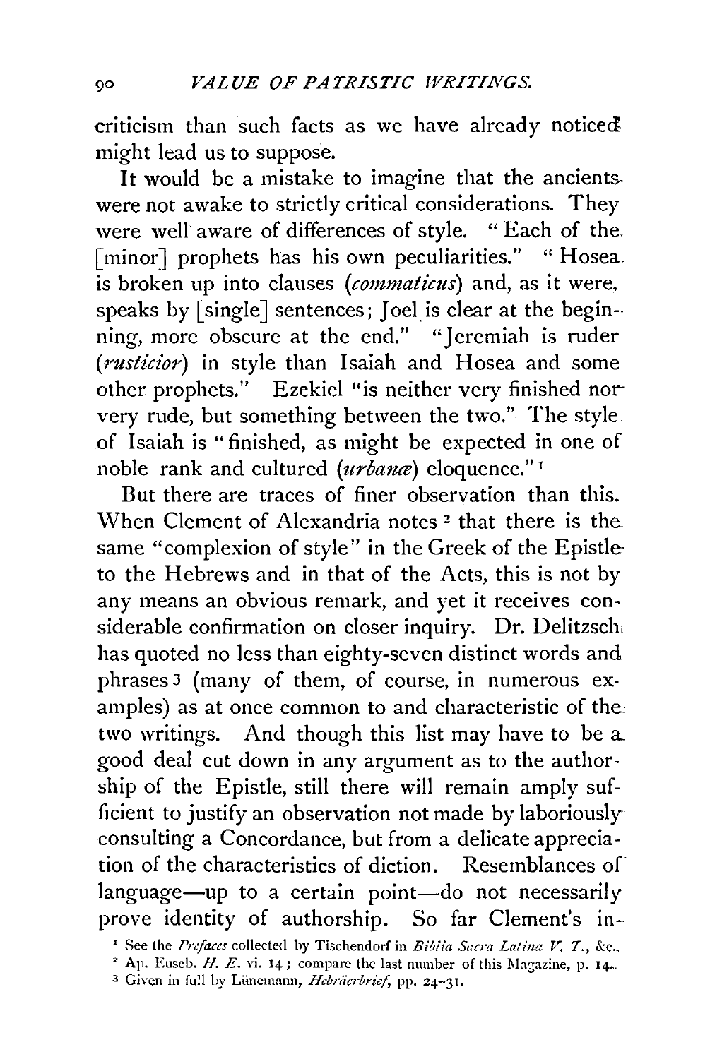criticism than such facts as we have already noticed might lead us to suppose.

It would be a mistake to imagine that the ancients were not awake to strictly critical considerations. They were well aware of differences of style. "Each of the [minor] prophets has his own peculiarities." "Hosea is broken up into clauses (*commaticus*) and, as it were, speaks by [single] sentences; Joel is clear at the beginning, more obscure at the end." "Jeremiah is ruder (*rusticior*) in style than Isaiah and Hosea and some other prophets." Ezekiel "is neither very finished nor very rude, but something between the two." The style of Isaiah is "finished, as might be expected in one of noble rank and cultured (*urbanæ*) eloquence."[1]

But there are traces of finer observation than this. When Clement of Alexandria notes[2] that there is the same "complexion of style" in the Greek of the Epistle to the Hebrews and in that of the Acts, this is not by any means an obvious remark, and yet it receives considerable confirmation on closer inquiry. Dr. Delitzsch has quoted no less than eighty-seven distinct words and phrases[3] (many of them, of course, in numerous examples) as at once common to and characteristic of the two writings. And though this list may have to be a good deal cut down in any argument as to the authorship of the Epistle, still there will remain amply sufficient to justify an observation not made by laboriously consulting a Concordance, but from a delicate appreciation of the characteristics of diction. Resemblances of language—up to a certain point—do not necessarily prove identity of authorship. So far Clement's in-

[1] See the *Prefaces* collected by Tischendorf in *Biblia Sacra Latina V. T.*, &c.

[2] Ap. Euseb. *H. E.* vi. 14; compare the last number of this Magazine, p. 14.

[3] Given in full by Lünemann, *Hebräerbrief*, pp. 24–31.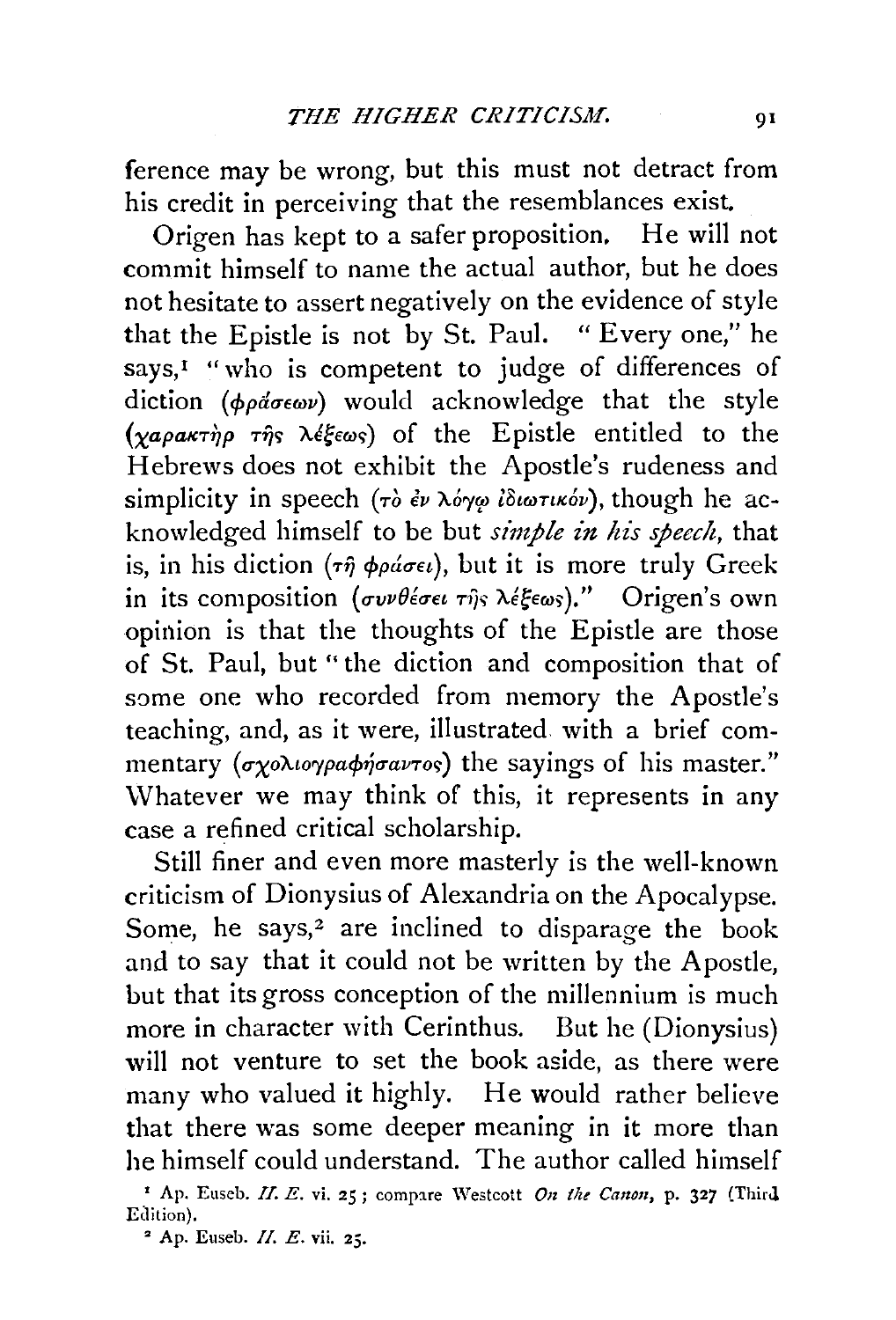ference may be wrong, but this must not detract from his credit in perceiving that the resemblances exist.

Origen has kept to a safer proposition. He will not commit himself to name the actual author, but he does not hesitate to assert negatively on the evidence of style that the Epistle is not by St. Paul. "Every one," he says,[1] "who is competent to judge of differences of diction (φράσεων) would acknowledge that the style (χαρακτὴρ τῆς λέξεως) of the Epistle entitled to the Hebrews does not exhibit the Apostle's rudeness and simplicity in speech (τὸ ἐν λόγῳ ἰδιωτικόν), though he acknowledged himself to be but *simple in his speech*, that is, in his diction (τῇ φράσει), but it is more truly Greek in its composition (συνθέσει τῆς λέξεως)." Origen's own opinion is that the thoughts of the Epistle are those of St. Paul, but "the diction and composition that of some one who recorded from memory the Apostle's teaching, and, as it were, illustrated with a brief commentary (σχολιογραφήσαντος) the sayings of his master." Whatever we may think of this, it represents in any case a refined critical scholarship.

Still finer and even more masterly is the well-known criticism of Dionysius of Alexandria on the Apocalypse. Some, he says,[2] are inclined to disparage the book and to say that it could not be written by the Apostle, but that its gross conception of the millennium is much more in character with Cerinthus. But he (Dionysius) will not venture to set the book aside, as there were many who valued it highly. He would rather believe that there was some deeper meaning in it more than he himself could understand. The author called himself

[1] Ap. Euseb. *H. E.* vi. 25; compare Westcott *On the Canon*, p. 327 (Third Edition).

[2] Ap. Euseb. *H. E.* vii. 25.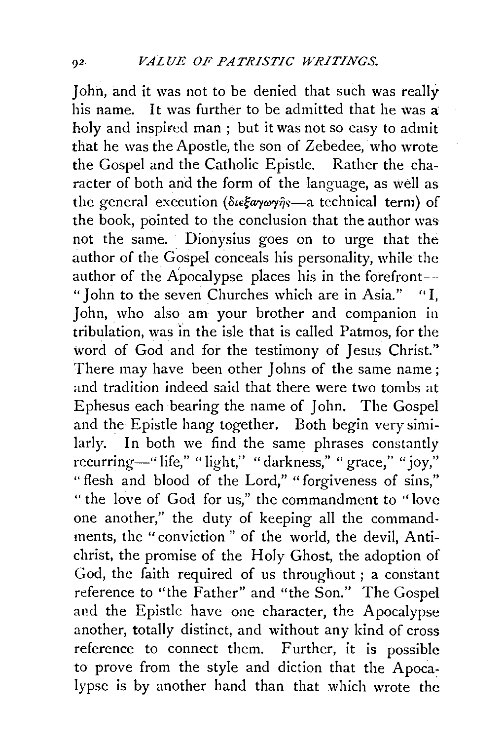John, and it was not to be denied that such was really his name. It was further to be admitted that he was a holy and inspired man ; but it was not so easy to admit that he was the Apostle, the son of Zebedee, who wrote the Gospel and the Catholic Epistle. Rather the character of both and the form of the language, as well as the general execution (διεξαγωγῆς—a technical term) of the book, pointed to the conclusion that the author was not the same. Dionysius goes on to urge that the author of the Gospel conceals his personality, while the author of the Apocalypse places his in the forefront—"John to the seven Churches which are in Asia." "I, John, who also am your brother and companion in tribulation, was in the isle that is called Patmos, for the word of God and for the testimony of Jesus Christ." There may have been other Johns of the same name; and tradition indeed said that there were two tombs at Ephesus each bearing the name of John. The Gospel and the Epistle hang together. Both begin very similarly. In both we find the same phrases constantly recurring—"life," "light," "darkness," "grace," "joy," "flesh and blood of the Lord," "forgiveness of sins," "the love of God for us," the commandment to "love one another," the duty of keeping all the commandments, the "conviction" of the world, the devil, Antichrist, the promise of the Holy Ghost, the adoption of God, the faith required of us throughout; a constant reference to "the Father" and "the Son." The Gospel and the Epistle have one character, the Apocalypse another, totally distinct, and without any kind of cross reference to connect them. Further, it is possible to prove from the style and diction that the Apocalypse is by another hand than that which wrote the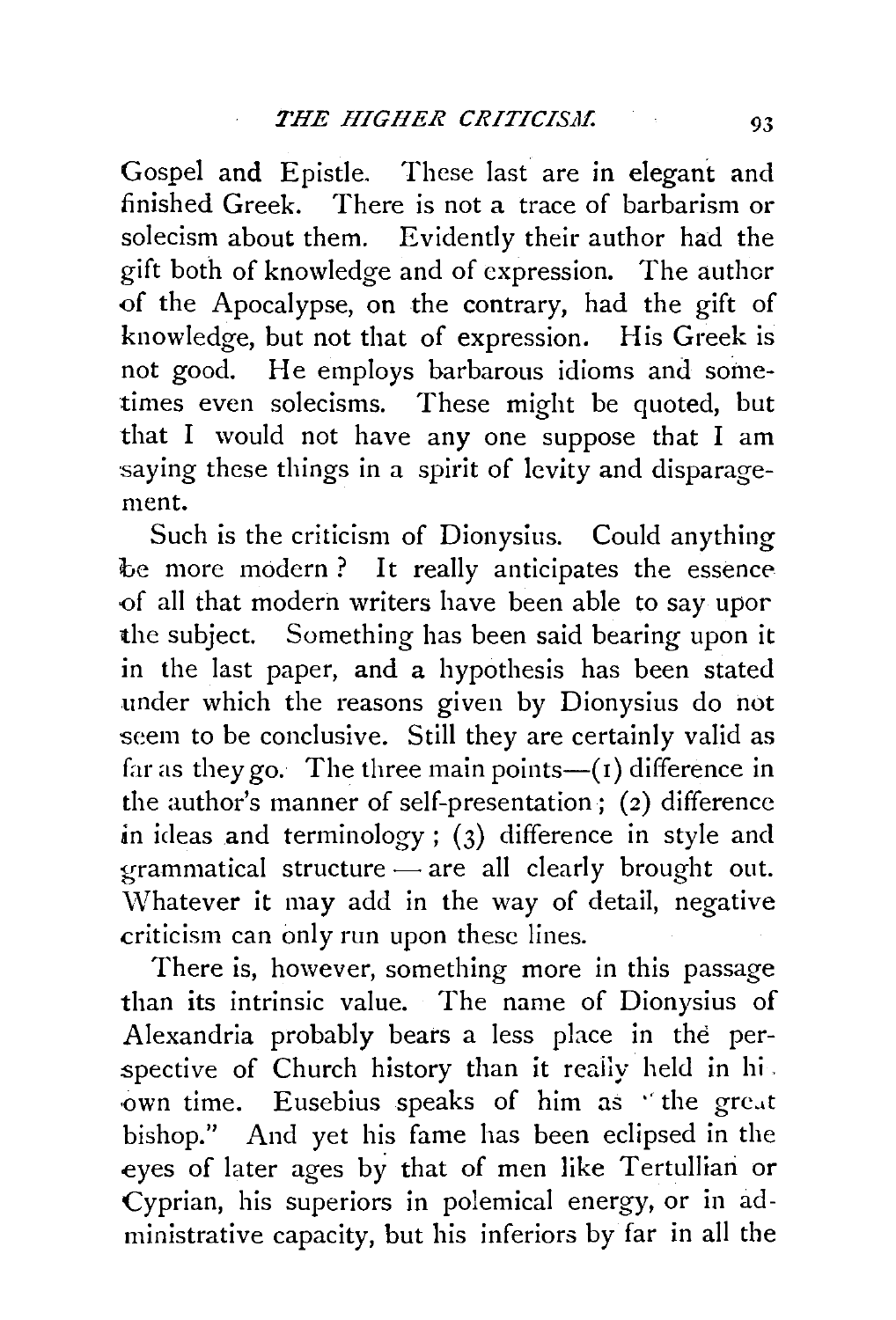Gospel and Epistle. These last are in elegant and finished Greek. There is not a trace of barbarism or solecism about them. Evidently their author had the gift both of knowledge and of expression. The author of the Apocalypse, on the contrary, had the gift of knowledge, but not that of expression. His Greek is not good. He employs barbarous idioms and sometimes even solecisms. These might be quoted, but that I would not have any one suppose that I am saying these things in a spirit of levity and disparagement.

Such is the criticism of Dionysius. Could anything be more modern? It really anticipates the essence of all that modern writers have been able to say upon the subject. Something has been said bearing upon it in the last paper, and a hypothesis has been stated under which the reasons given by Dionysius do not seem to be conclusive. Still they are certainly valid as far as they go. The three main points—(1) difference in the author's manner of self-presentation; (2) difference in ideas and terminology; (3) difference in style and grammatical structure — are all clearly brought out. Whatever it may add in the way of detail, negative criticism can only run upon these lines.

There is, however, something more in this passage than its intrinsic value. The name of Dionysius of Alexandria probably bears a less place in the perspective of Church history than it really held in his own time. Eusebius speaks of him as "the great bishop." And yet his fame has been eclipsed in the eyes of later ages by that of men like Tertullian or Cyprian, his superiors in polemical energy, or in administrative capacity, but his inferiors by far in all the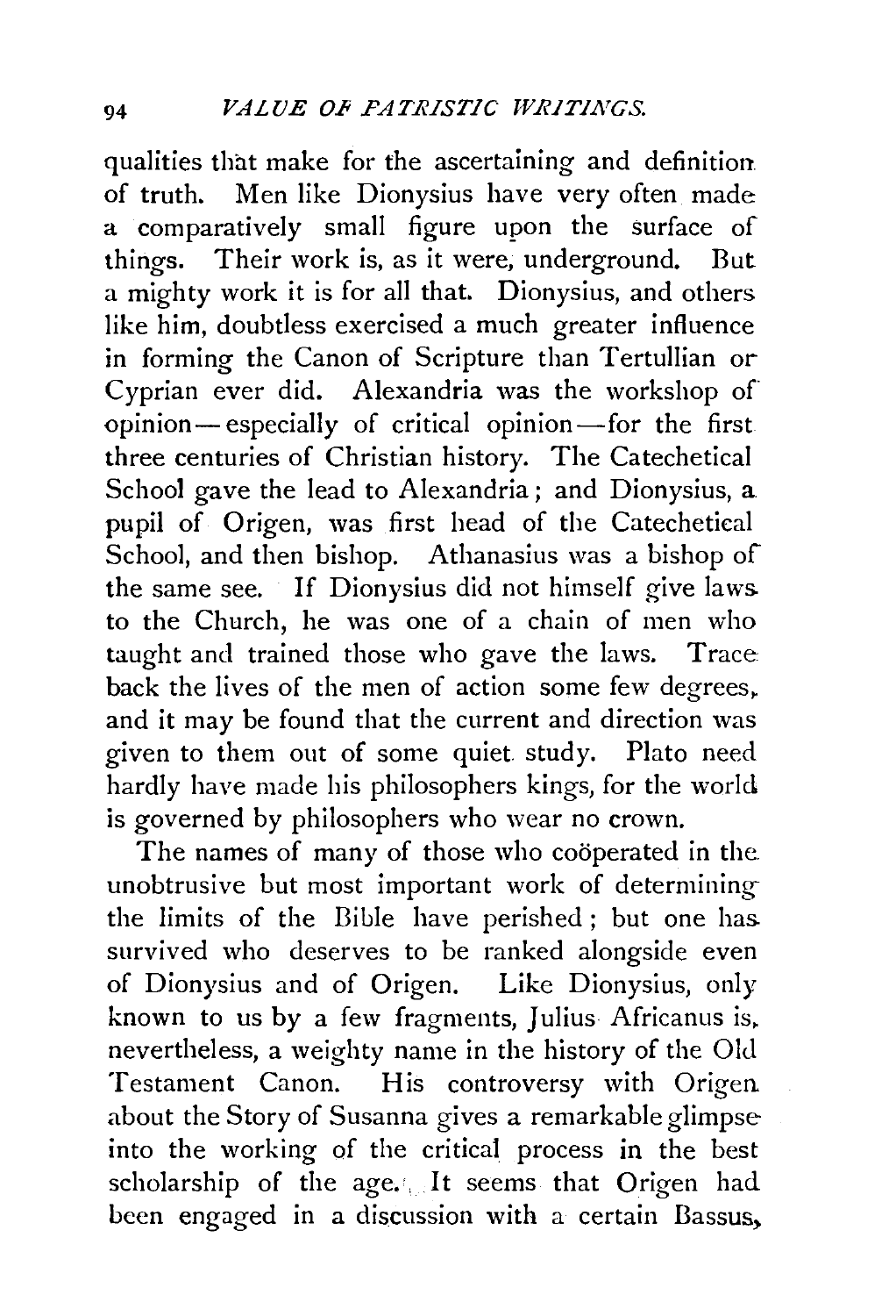qualities that make for the ascertaining and definition of truth. Men like Dionysius have very often made a comparatively small figure upon the surface of things. Their work is, as it were, underground. But a mighty work it is for all that. Dionysius, and others like him, doubtless exercised a much greater influence in forming the Canon of Scripture than Tertullian or Cyprian ever did. Alexandria was the workshop of opinion—especially of critical opinion—for the first three centuries of Christian history. The Catechetical School gave the lead to Alexandria; and Dionysius, a pupil of Origen, was first head of the Catechetical School, and then bishop. Athanasius was a bishop of the same see. If Dionysius did not himself give laws to the Church, he was one of a chain of men who taught and trained those who gave the laws. Trace back the lives of the men of action some few degrees, and it may be found that the current and direction was given to them out of some quiet study. Plato need hardly have made his philosophers kings, for the world is governed by philosophers who wear no crown.

The names of many of those who coöperated in the unobtrusive but most important work of determining the limits of the Bible have perished; but one has survived who deserves to be ranked alongside even of Dionysius and of Origen. Like Dionysius, only known to us by a few fragments, Julius Africanus is, nevertheless, a weighty name in the history of the Old Testament Canon. His controversy with Origen about the Story of Susanna gives a remarkable glimpse into the working of the critical process in the best scholarship of the age. It seems that Origen had been engaged in a discussion with a certain Bassus,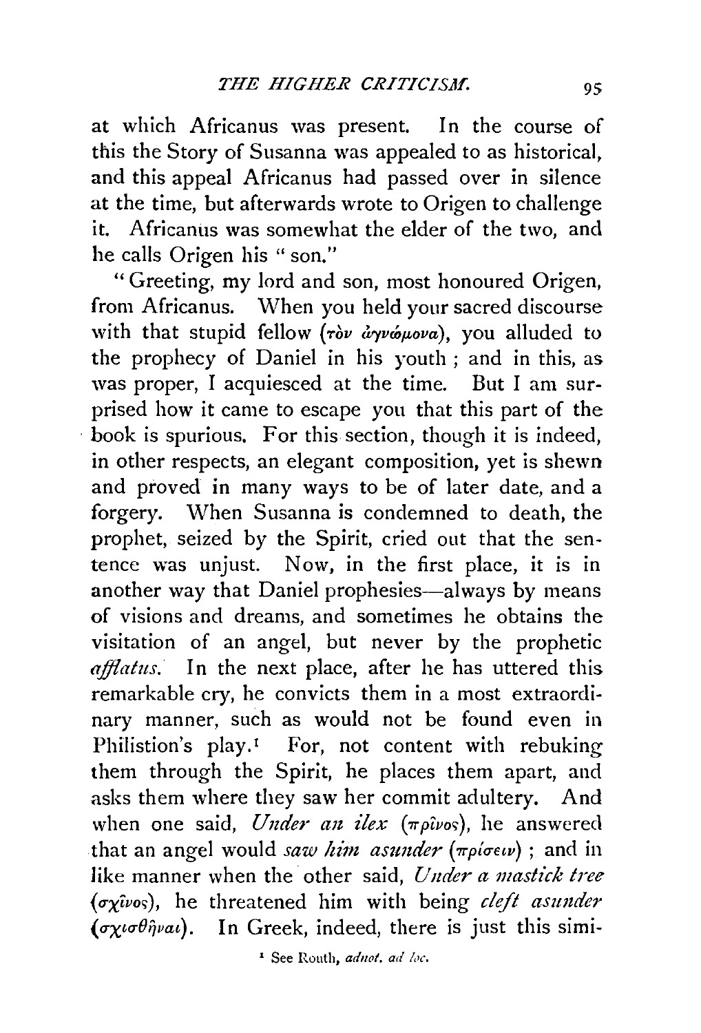at which Africanus was present. In the course of this the Story of Susanna was appealed to as historical, and this appeal Africanus had passed over in silence at the time, but afterwards wrote to Origen to challenge it. Africanus was somewhat the elder of the two, and he calls Origen his "son."

"Greeting, my lord and son, most honoured Origen, from Africanus. When you held your sacred discourse with that stupid fellow (τὸν ἀγνώμονα), you alluded to the prophecy of Daniel in his youth; and in this, as was proper, I acquiesced at the time. But I am surprised how it came to escape you that this part of the book is spurious. For this section, though it is indeed, in other respects, an elegant composition, yet is shewn and proved in many ways to be of later date, and a forgery. When Susanna is condemned to death, the prophet, seized by the Spirit, cried out that the sentence was unjust. Now, in the first place, it is in another way that Daniel prophesies—always by means of visions and dreams, and sometimes he obtains the visitation of an angel, but never by the prophetic *afflatus*. In the next place, after he has uttered this remarkable cry, he convicts them in a most extraordinary manner, such as would not be found even in Philistion's play.[1] For, not content with rebuking them through the Spirit, he places them apart, and asks them where they saw her commit adultery. And when one said, *Under an ilex* (πρῖνος), he answered that an angel would *saw him asunder* (πρίσειν); and in like manner when the other said, *Under a mastick tree* (σχῖνος), he threatened him with being *cleft asunder* (σχισθῆναι). In Greek, indeed, there is just this simi-

[1] See Routh, *adnot. ad loc.*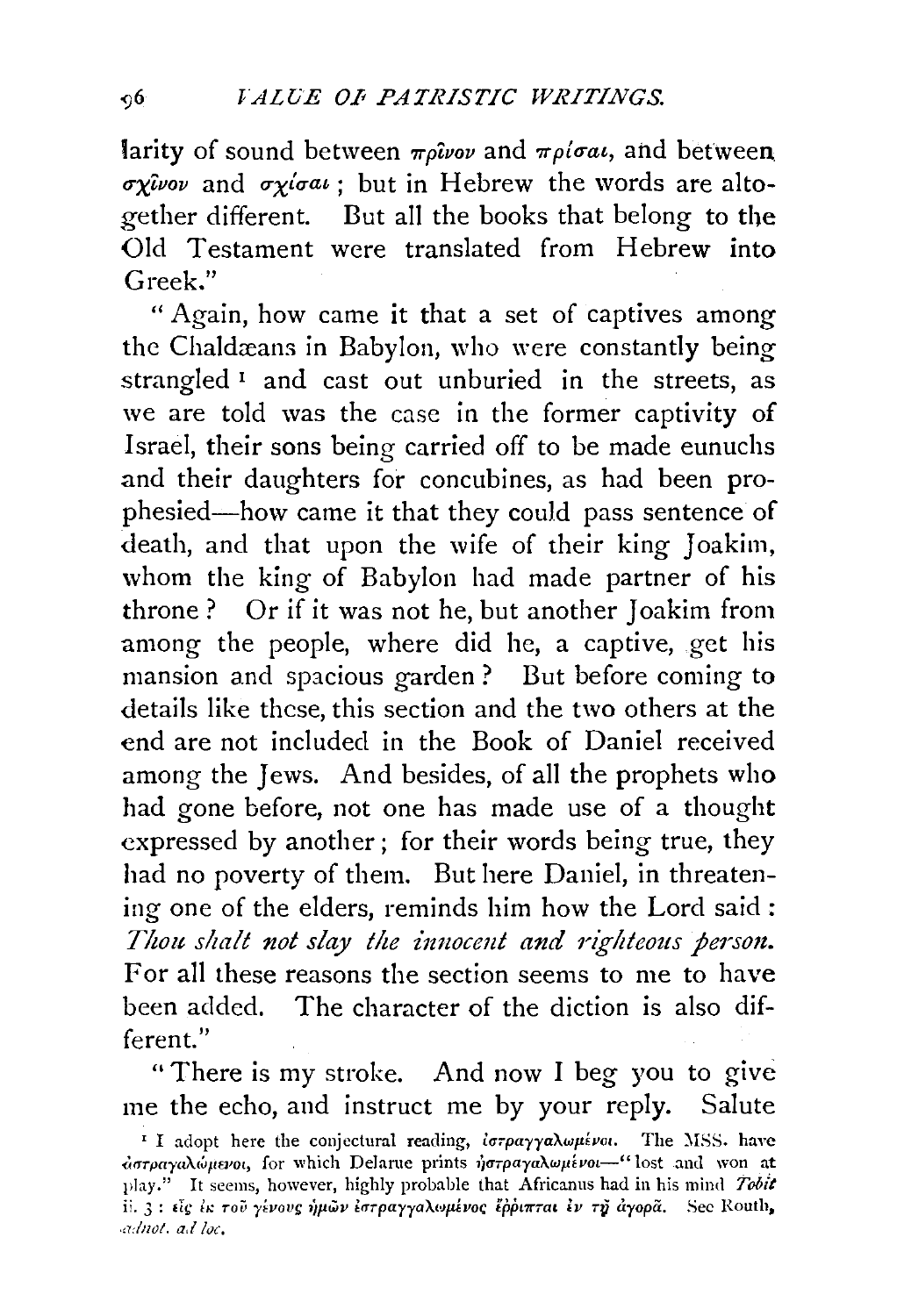larity of sound between πρῖνον and πρίσαι, and between σχῖνον and σχίσαι; but in Hebrew the words are altogether different. But all the books that belong to the Old Testament were translated from Hebrew into Greek."

"Again, how came it that a set of captives among the Chaldæans in Babylon, who were constantly being strangled [1] and cast out unburied in the streets, as we are told was the case in the former captivity of Israel, their sons being carried off to be made eunuchs and their daughters for concubines, as had been prophesied—how came it that they could pass sentence of death, and that upon the wife of their king Joakim, whom the king of Babylon had made partner of his throne? Or if it was not he, but another Joakim from among the people, where did he, a captive, get his mansion and spacious garden? But before coming to details like these, this section and the two others at the end are not included in the Book of Daniel received among the Jews. And besides, of all the prophets who had gone before, not one has made use of a thought expressed by another; for their words being true, they had no poverty of them. But here Daniel, in threatening one of the elders, reminds him how the Lord said: *Thou shalt not slay the innocent and righteous person.* For all these reasons the section seems to me to have been added. The character of the diction is also different."

"There is my stroke. And now I beg you to give me the echo, and instruct me by your reply. Salute

[1] I adopt here the conjectural reading, ἰστραγγαλωμένοι. The MSS. have ἀστραγαλώμενοι, for which Delarue prints ἠστραγαλωμένοι—"lost and won at play." It seems, however, highly probable that Africanus had in his mind *Tobit* ii. 3: εἷς ἐκ τοῦ γένους ἡμῶν ἐστραγγαλωμένος ἔρριπται ἐν τῇ ἀγορᾷ. See Routh, *adnot. ad loc.*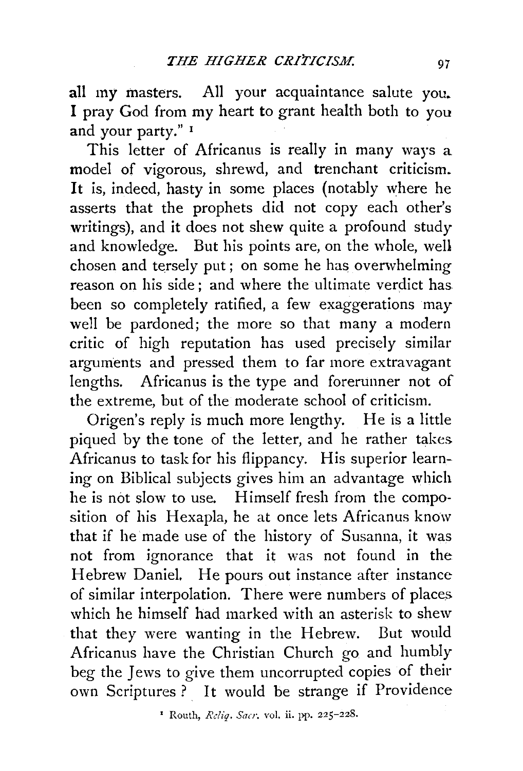all my masters. All your acquaintance salute you. I pray God from my heart to grant health both to you and your party." [1]

This letter of Africanus is really in many ways a model of vigorous, shrewd, and trenchant criticism. It is, indeed, hasty in some places (notably where he asserts that the prophets did not copy each other's writings), and it does not shew quite a profound study and knowledge. But his points are, on the whole, well chosen and tersely put; on some he has overwhelming reason on his side; and where the ultimate verdict has been so completely ratified, a few exaggerations may well be pardoned; the more so that many a modern critic of high reputation has used precisely similar arguments and pressed them to far more extravagant lengths. Africanus is the type and forerunner not of the extreme, but of the moderate school of criticism.

Origen's reply is much more lengthy. He is a little piqued by the tone of the letter, and he rather takes Africanus to task for his flippancy. His superior learning on Biblical subjects gives him an advantage which he is not slow to use. Himself fresh from the composition of his Hexapla, he at once lets Africanus know that if he made use of the history of Susanna, it was not from ignorance that it was not found in the Hebrew Daniel. He pours out instance after instance of similar interpolation. There were numbers of places which he himself had marked with an asterisk to shew that they were wanting in the Hebrew. But would Africanus have the Christian Church go and humbly beg the Jews to give them uncorrupted copies of their own Scriptures? It would be strange if Providence

[1] Routh, *Reliq. Sacr.* vol. ii. pp. 225–228.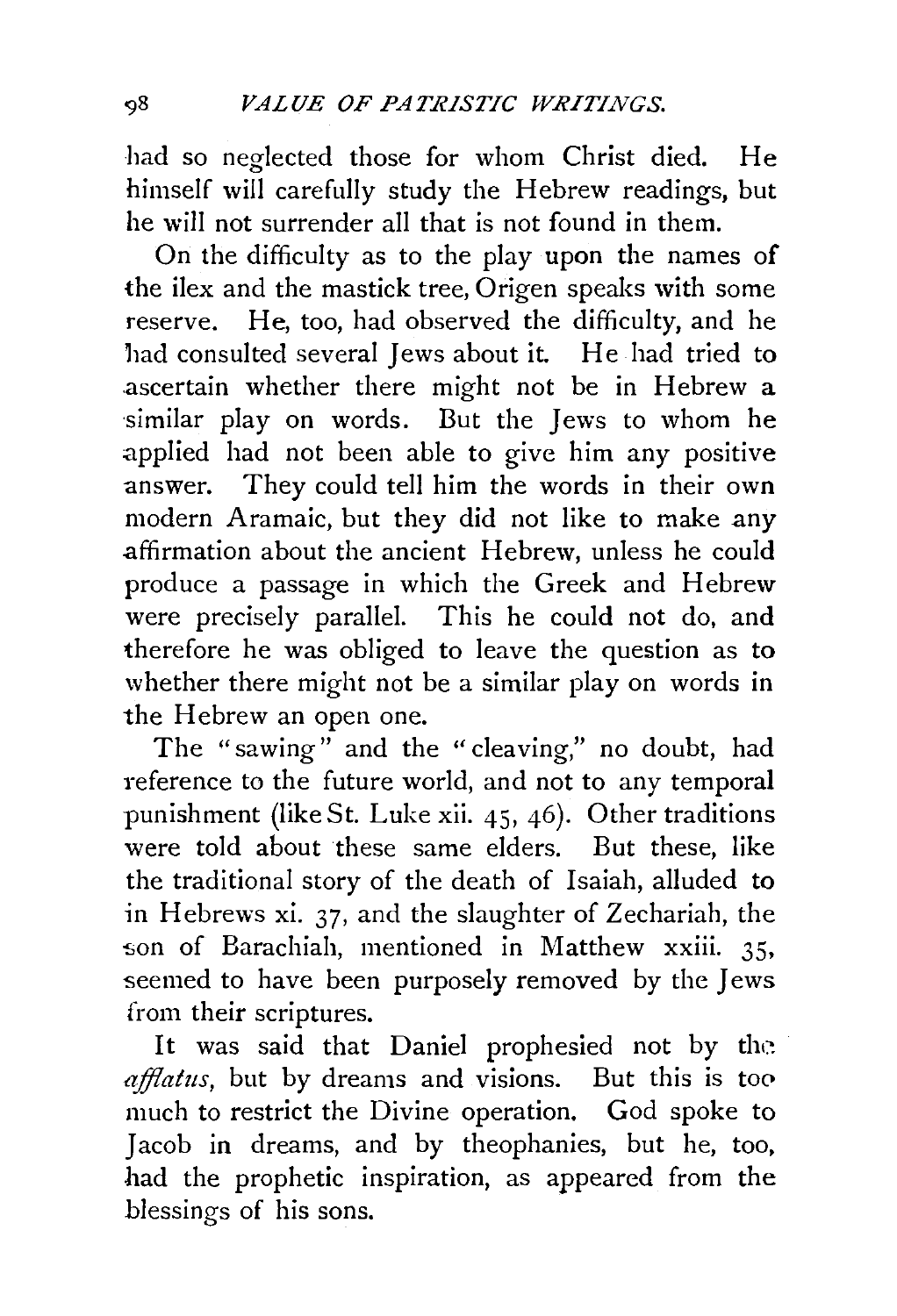had so neglected those for whom Christ died. He himself will carefully study the Hebrew readings, but he will not surrender all that is not found in them.

On the difficulty as to the play upon the names of the ilex and the mastick tree, Origen speaks with some reserve. He, too, had observed the difficulty, and he had consulted several Jews about it. He had tried to ascertain whether there might not be in Hebrew a similar play on words. But the Jews to whom he applied had not been able to give him any positive answer. They could tell him the words in their own modern Aramaic, but they did not like to make any affirmation about the ancient Hebrew, unless he could produce a passage in which the Greek and Hebrew were precisely parallel. This he could not do, and therefore he was obliged to leave the question as to whether there might not be a similar play on words in the Hebrew an open one.

The "sawing" and the "cleaving," no doubt, had reference to the future world, and not to any temporal punishment (like St. Luke xii. 45, 46). Other traditions were told about these same elders. But these, like the traditional story of the death of Isaiah, alluded to in Hebrews xi. 37, and the slaughter of Zechariah, the son of Barachiah, mentioned in Matthew xxiii. 35, seemed to have been purposely removed by the Jews from their scriptures.

It was said that Daniel prophesied not by the *afflatus*, but by dreams and visions. But this is too much to restrict the Divine operation. God spoke to Jacob in dreams, and by theophanies, but he, too, had the prophetic inspiration, as appeared from the blessings of his sons.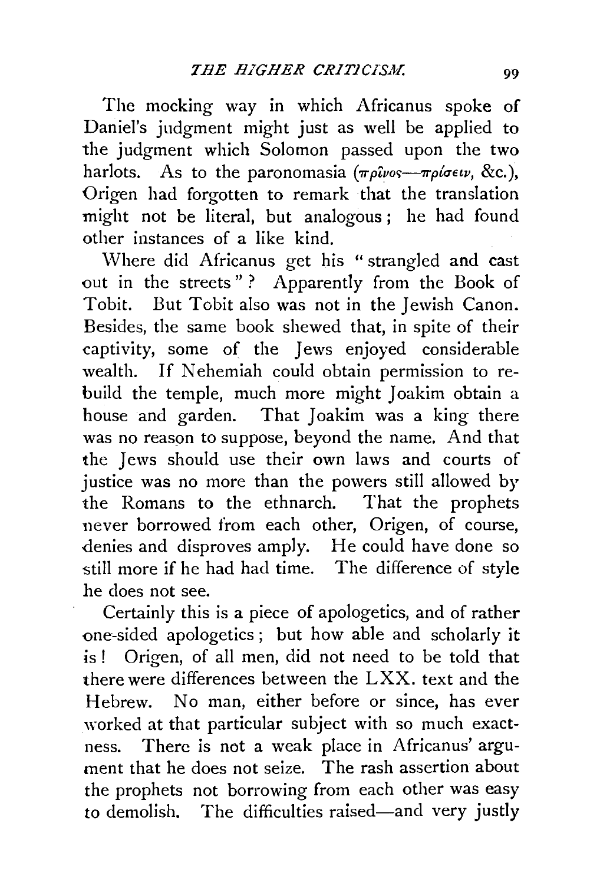The mocking way in which Africanus spoke of Daniel's judgment might just as well be applied to the judgment which Solomon passed upon the two harlots. As to the paronomasia (*πρῖνος—πρίσειν*, &c.), Origen had forgotten to remark that the translation might not be literal, but analogous; he had found other instances of a like kind.

Where did Africanus get his "strangled and cast out in the streets"? Apparently from the Book of Tobit. But Tobit also was not in the Jewish Canon. Besides, the same book shewed that, in spite of their captivity, some of the Jews enjoyed considerable wealth. If Nehemiah could obtain permission to rebuild the temple, much more might Joakim obtain a house and garden. That Joakim was a king there was no reason to suppose, beyond the name. And that the Jews should use their own laws and courts of justice was no more than the powers still allowed by the Romans to the ethnarch. That the prophets never borrowed from each other, Origen, of course, denies and disproves amply. He could have done so still more if he had had time. The difference of style he does not see.

Certainly this is a piece of apologetics, and of rather one-sided apologetics; but how able and scholarly it is! Origen, of all men, did not need to be told that there were differences between the LXX. text and the Hebrew. No man, either before or since, has ever worked at that particular subject with so much exactness. There is not a weak place in Africanus' argument that he does not seize. The rash assertion about the prophets not borrowing from each other was easy to demolish. The difficulties raised—and very justly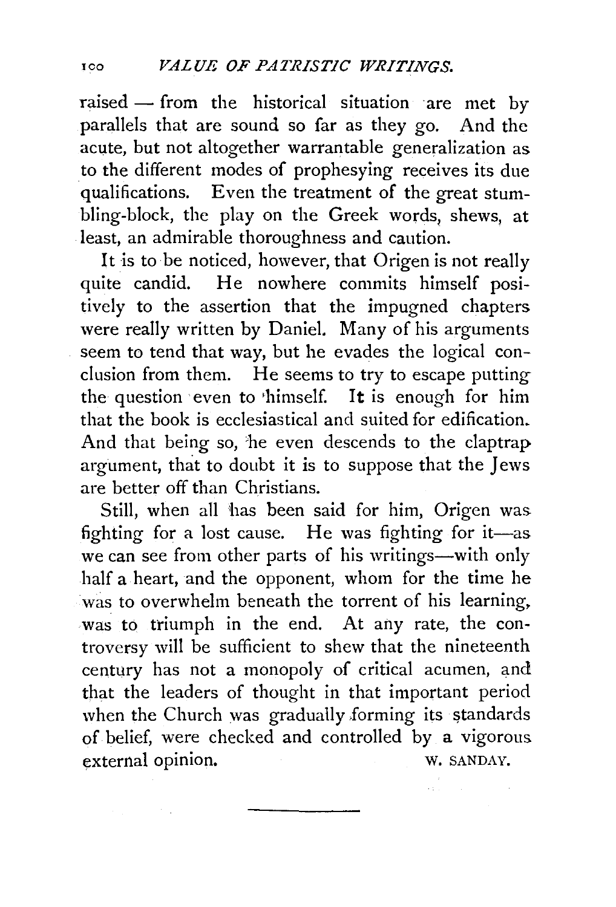raised — from the historical situation are met by parallels that are sound so far as they go. And the acute, but not altogether warrantable generalization as to the different modes of prophesying receives its due qualifications. Even the treatment of the great stumbling-block, the play on the Greek words, shews, at least, an admirable thoroughness and caution.

It is to be noticed, however, that Origen is not really quite candid. He nowhere commits himself positively to the assertion that the impugned chapters were really written by Daniel. Many of his arguments seem to tend that way, but he evades the logical conclusion from them. He seems to try to escape putting the question even to himself. It is enough for him that the book is ecclesiastical and suited for edification. And that being so, he even descends to the claptrap argument, that to doubt it is to suppose that the Jews are better off than Christians.

Still, when all has been said for him, Origen was fighting for a lost cause. He was fighting for it—as we can see from other parts of his writings—with only half a heart, and the opponent, whom for the time he was to overwhelm beneath the torrent of his learning, was to triumph in the end. At any rate, the controversy will be sufficient to shew that the nineteenth century has not a monopoly of critical acumen, and that the leaders of thought in that important period when the Church was gradually forming its standards of belief, were checked and controlled by a vigorous external opinion.

W. SANDAY.